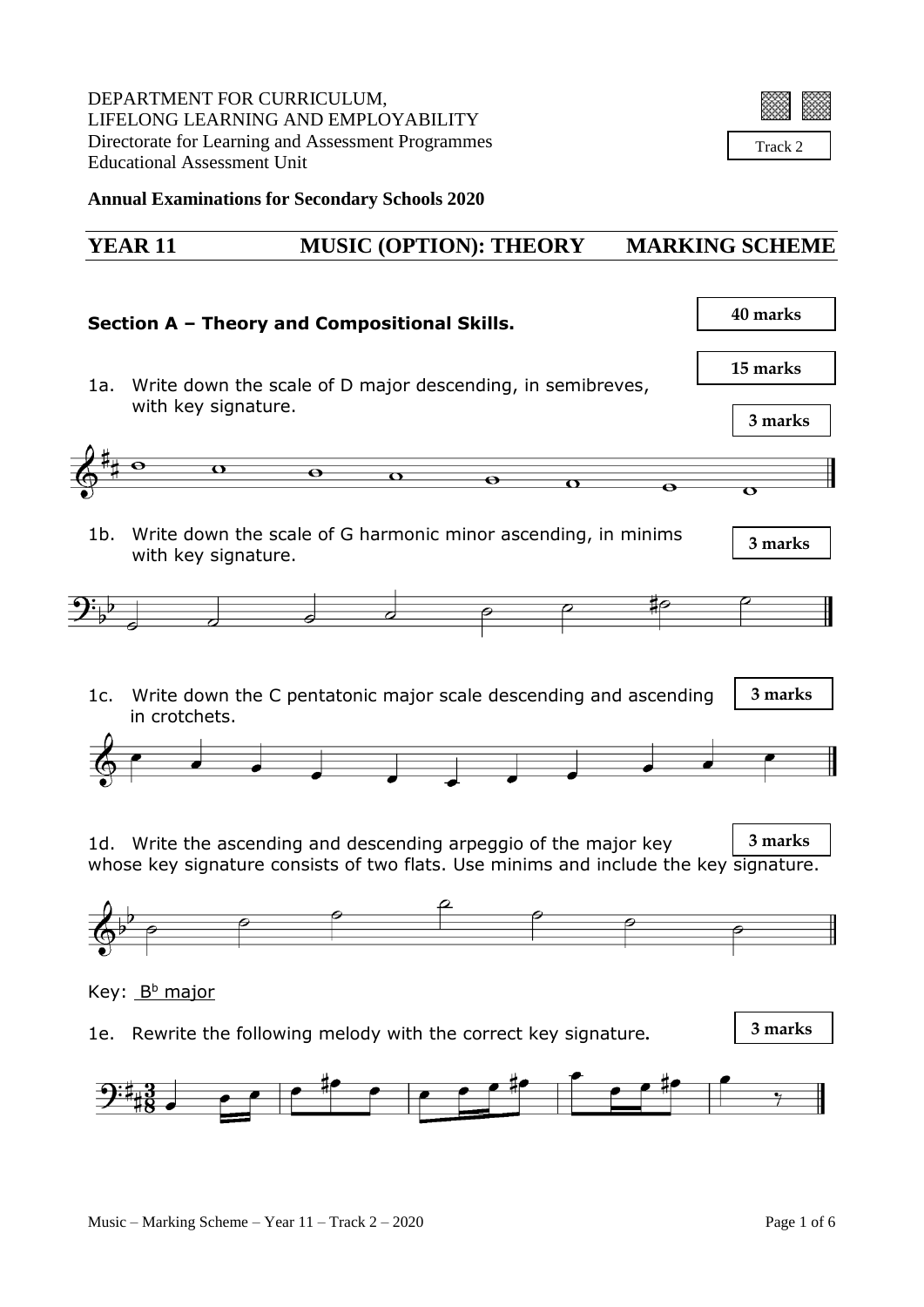DEPARTMENT FOR CURRICULUM,
LIFELONG LEARNING AND EMPLOYABILITY
Directorate for Learning and Assessment Programmes
Educational Assessment Unit

Track 2

**Annual Examinations for Secondary Schools 2020**

## YEAR 11 MUSIC (OPTION): THEORY MARKING SCHEME

### Section A – Theory and Compositional Skills.

**40 marks**

**15 marks**

1a. Write down the scale of D major descending, in semibreves, with key signature.

**3 marks**

1b. Write down the scale of G harmonic minor ascending, in minims with key signature.

**3 marks**

1c. Write down the C pentatonic major scale descending and ascending in crotchets.

**3 marks**

1d. Write the ascending and descending arpeggio of the major key whose key signature consists of two flats. Use minims and include the key signature.

**3 marks**

Key: B♭ major

1e. Rewrite the following melody with the correct key signature.

**3 marks**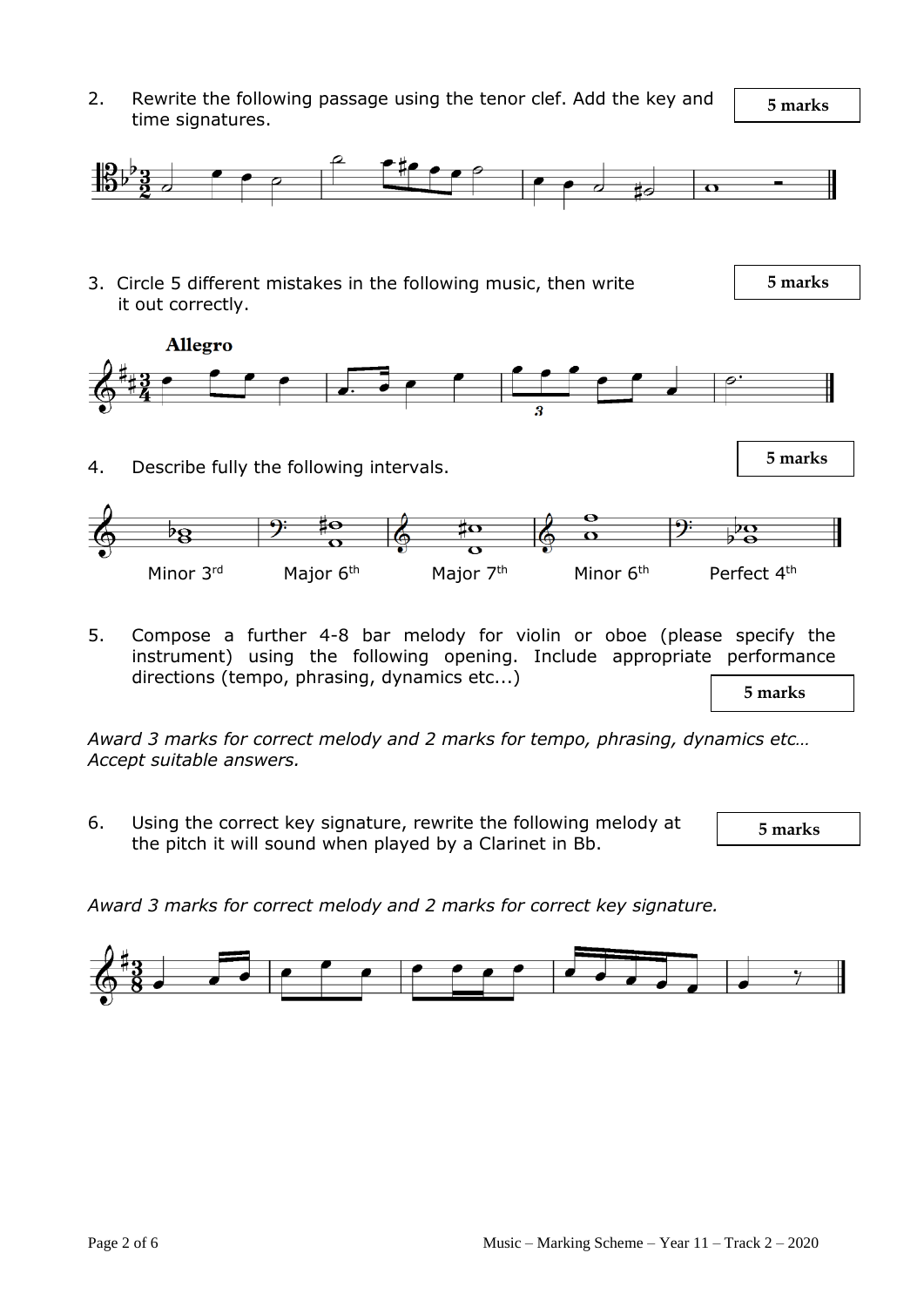2. Rewrite the following passage using the tenor clef. Add the key and time signatures. **5 marks**

3. Circle 5 different mistakes in the following music, then write it out correctly. **5 marks**

**Allegro**

4. Describe fully the following intervals. **5 marks**

Minor 3rd    Major 6th    Major 7th    Minor 6th    Perfect 4th

5. Compose a further 4-8 bar melody for violin or oboe (please specify the instrument) using the following opening. Include appropriate performance directions (tempo, phrasing, dynamics etc...) **5 marks**

*Award 3 marks for correct melody and 2 marks for tempo, phrasing, dynamics etc… Accept suitable answers.*

6. Using the correct key signature, rewrite the following melody at the pitch it will sound when played by a Clarinet in Bb. **5 marks**

*Award 3 marks for correct melody and 2 marks for correct key signature.*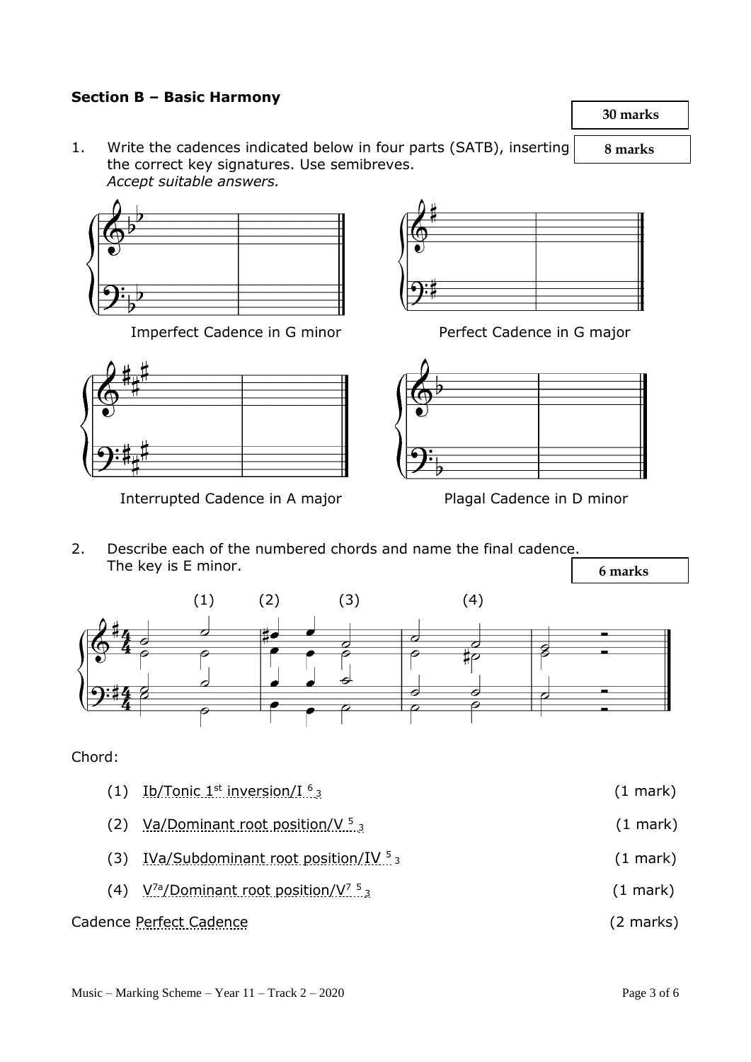## Section B – Basic Harmony

**30 marks**

1. Write the cadences indicated below in four parts (SATB), inserting the correct key signatures. Use semibreves. **8 marks**
   *Accept suitable answers.*

Imperfect Cadence in G minor

Perfect Cadence in G major

Interrupted Cadence in A major

Plagal Cadence in D minor

2. Describe each of the numbered chords and name the final cadence. The key is E minor. **6 marks**

(1) (2) (3) (4)

Chord:

(1) Ib/Tonic 1st inversion/I $^{6}_{3}$ (1 mark)

(2) Va/Dominant root position/V $^{5}_{3}$ (1 mark)

(3) IVa/Subdominant root position/IV $^{5}_{3}$ (1 mark)

(4) $V^{7a}$/Dominant root position/$V^{7}$ $^{5}_{3}$ (1 mark)

Cadence Perfect Cadence (2 marks)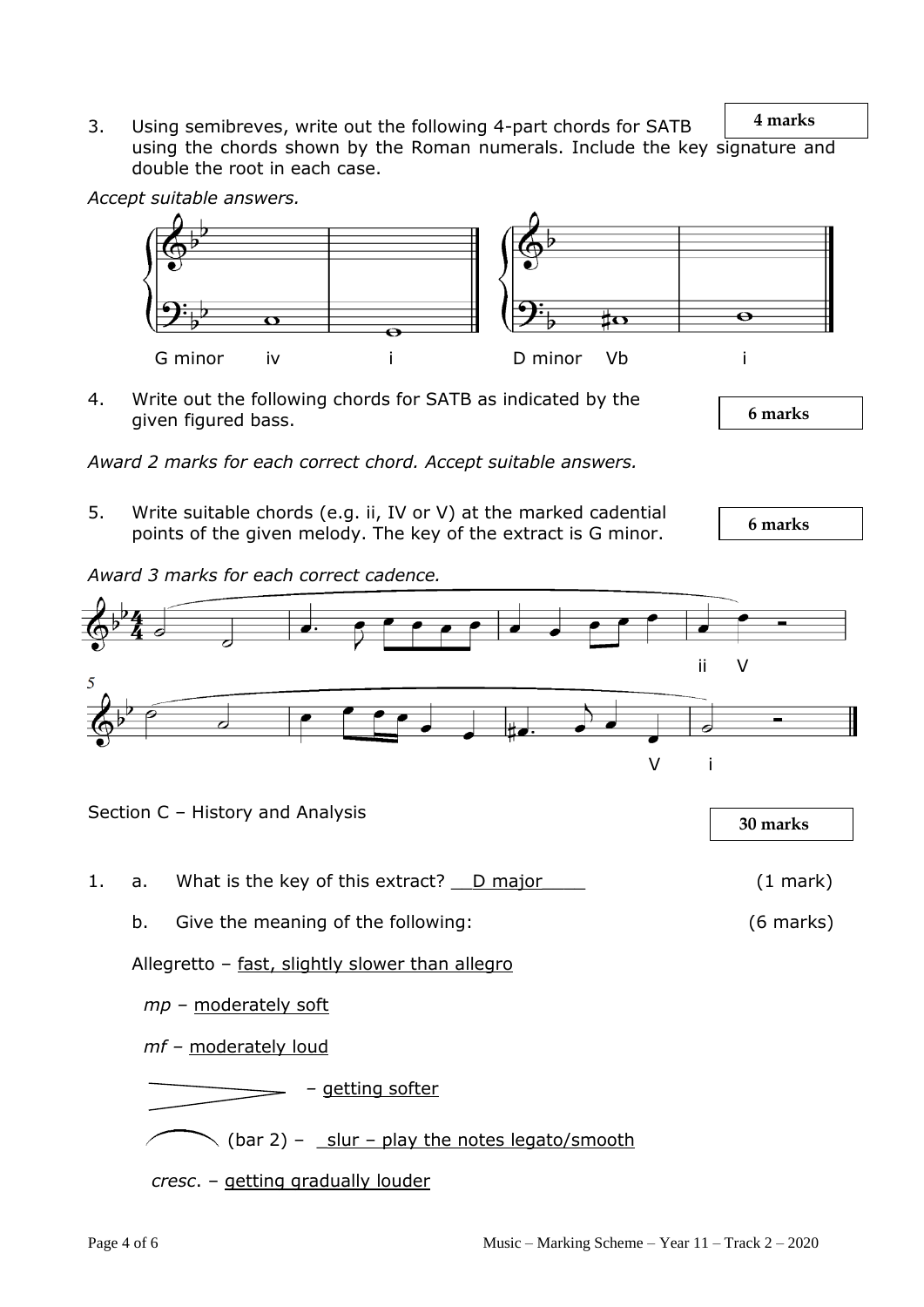3. Using semibreves, write out the following 4-part chords for SATB using the chords shown by the Roman numerals. Include the key signature and double the root in each case.

**4 marks**

*Accept suitable answers.*

G minor iv i D minor Vb i

4. Write out the following chords for SATB as indicated by the given figured bass.

**6 marks**

*Award 2 marks for each correct chord. Accept suitable answers.*

5. Write suitable chords (e.g. ii, IV or V) at the marked cadential points of the given melody. The key of the extract is G minor.

**6 marks**

*Award 3 marks for each correct cadence.*

ii V

5

V i

Section C – History and Analysis

**30 marks**

1. a. What is the key of this extract? D major (1 mark)

   b. Give the meaning of the following: (6 marks)

   Allegretto – fast, slightly slower than allegro

   *mp* – moderately soft

   *mf* – moderately loud

   (decrescendo hairpin) – getting softer

   (slur) (bar 2) – slur – play the notes legato/smooth

   *cresc.* – getting gradually louder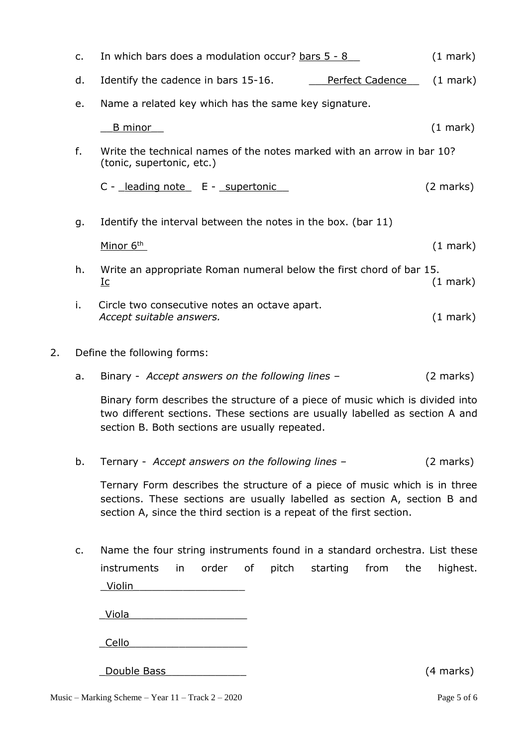c. In which bars does a modulation occur? bars 5 - 8 (1 mark)

d. Identify the cadence in bars 15-16. Perfect Cadence (1 mark)

e. Name a related key which has the same key signature.

B minor (1 mark)

f. Write the technical names of the notes marked with an arrow in bar 10? (tonic, supertonic, etc.)

C - leading note E - supertonic (2 marks)

g. Identify the interval between the notes in the box. (bar 11)

Minor 6th (1 mark)

h. Write an appropriate Roman numeral below the first chord of bar 15.
Ic (1 mark)

i. Circle two consecutive notes an octave apart.
*Accept suitable answers.* (1 mark)

2. Define the following forms:

a. Binary - *Accept answers on the following lines* – (2 marks)

Binary form describes the structure of a piece of music which is divided into two different sections. These sections are usually labelled as section A and section B. Both sections are usually repeated.

b. Ternary - *Accept answers on the following lines* – (2 marks)

Ternary Form describes the structure of a piece of music which is in three sections. These sections are usually labelled as section A, section B and section A, since the third section is a repeat of the first section.

c. Name the four string instruments found in a standard orchestra. List these instruments in order of pitch starting from the highest.

Violin

Viola

Cello

Double Bass (4 marks)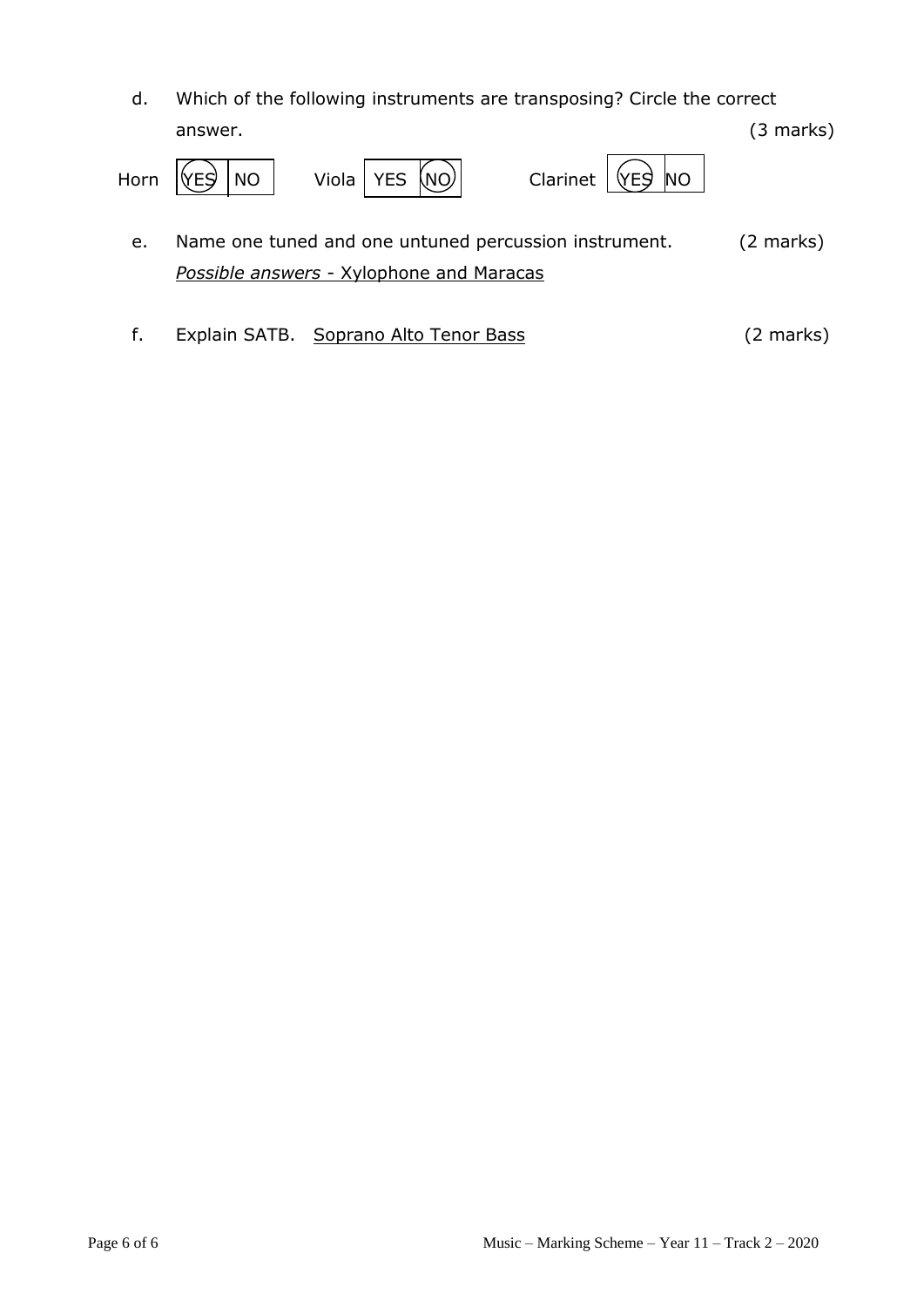d. Which of the following instruments are transposing? Circle the correct answer. (3 marks)

| Instrument | | |
|---|---|---|
| Horn | **(YES)** | NO |
| Viola | YES | **(NO)** |
| Clarinet | **(YES)** | NO |

e. Name one tuned and one untuned percussion instrument. (2 marks)
<u>*Possible answers* - Xylophone and Maracas</u>

f. Explain SATB. <u>Soprano Alto Tenor Bass</u> (2 marks)